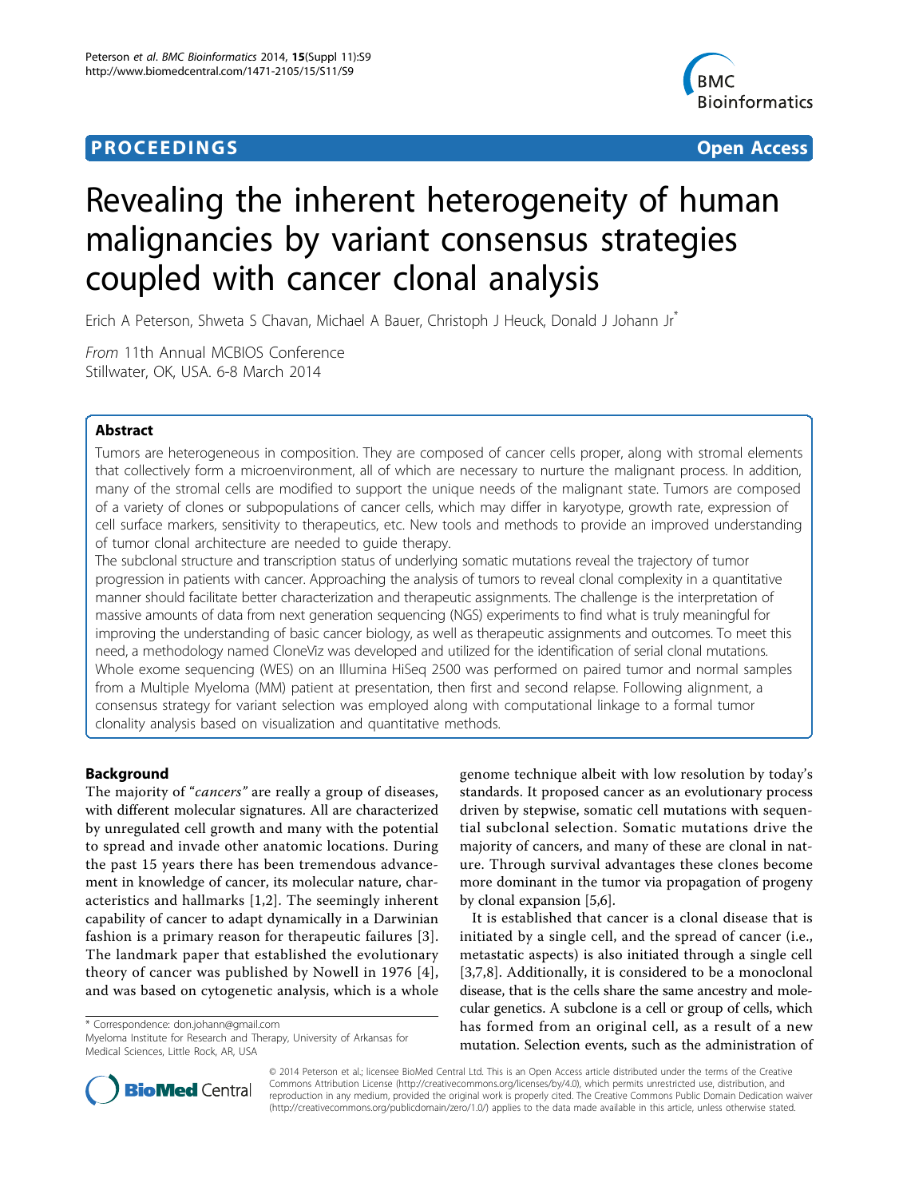**PROCEEDINGS** **Open Access**

# Revealing the inherent heterogeneity of human malignancies by variant consensus strategies coupled with cancer clonal analysis

Erich A Peterson, Shweta S Chavan, Michael A Bauer, Christoph J Heuck, Donald J Johann Jr*

*From* 11th Annual MCBIOS Conference
Stillwater, OK, USA. 6-8 March 2014

## Abstract

Tumors are heterogeneous in composition. They are composed of cancer cells proper, along with stromal elements that collectively form a microenvironment, all of which are necessary to nurture the malignant process. In addition, many of the stromal cells are modified to support the unique needs of the malignant state. Tumors are composed of a variety of clones or subpopulations of cancer cells, which may differ in karyotype, growth rate, expression of cell surface markers, sensitivity to therapeutics, etc. New tools and methods to provide an improved understanding of tumor clonal architecture are needed to guide therapy.

The subclonal structure and transcription status of underlying somatic mutations reveal the trajectory of tumor progression in patients with cancer. Approaching the analysis of tumors to reveal clonal complexity in a quantitative manner should facilitate better characterization and therapeutic assignments. The challenge is the interpretation of massive amounts of data from next generation sequencing (NGS) experiments to find what is truly meaningful for improving the understanding of basic cancer biology, as well as therapeutic assignments and outcomes. To meet this need, a methodology named CloneViz was developed and utilized for the identification of serial clonal mutations. Whole exome sequencing (WES) on an Illumina HiSeq 2500 was performed on paired tumor and normal samples from a Multiple Myeloma (MM) patient at presentation, then first and second relapse. Following alignment, a consensus strategy for variant selection was employed along with computational linkage to a formal tumor clonality analysis based on visualization and quantitative methods.

## Background

The majority of "*cancers*" are really a group of diseases, with different molecular signatures. All are characterized by unregulated cell growth and many with the potential to spread and invade other anatomic locations. During the past 15 years there has been tremendous advancement in knowledge of cancer, its molecular nature, characteristics and hallmarks [1,2]. The seemingly inherent capability of cancer to adapt dynamically in a Darwinian fashion is a primary reason for therapeutic failures [3]. The landmark paper that established the evolutionary theory of cancer was published by Nowell in 1976 [4], and was based on cytogenetic analysis, which is a whole genome technique albeit with low resolution by today's standards. It proposed cancer as an evolutionary process driven by stepwise, somatic cell mutations with sequential subclonal selection. Somatic mutations drive the majority of cancers, and many of these are clonal in nature. Through survival advantages these clones become more dominant in the tumor via propagation of progeny by clonal expansion [5,6].

It is established that cancer is a clonal disease that is initiated by a single cell, and the spread of cancer (i.e., metastatic aspects) is also initiated through a single cell [3,7,8]. Additionally, it is considered to be a monoclonal disease, that is the cells share the same ancestry and molecular genetics. A subclone is a cell or group of cells, which has formed from an original cell, as a result of a new mutation. Selection events, such as the administration of

\* Correspondence: don.johann@gmail.com
Myeloma Institute for Research and Therapy, University of Arkansas for Medical Sciences, Little Rock, AR, USA

© 2014 Peterson et al.; licensee BioMed Central Ltd. This is an Open Access article distributed under the terms of the Creative Commons Attribution License (http://creativecommons.org/licenses/by/4.0), which permits unrestricted use, distribution, and reproduction in any medium, provided the original work is properly cited. The Creative Commons Public Domain Dedication waiver (http://creativecommons.org/publicdomain/zero/1.0/) applies to the data made available in this article, unless otherwise stated.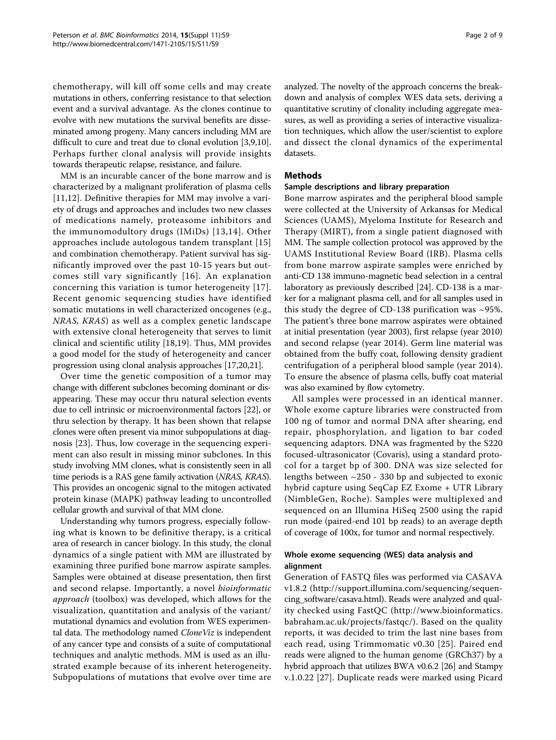chemotherapy, will kill off some cells and may create mutations in others, conferring resistance to that selection event and a survival advantage. As the clones continue to evolve with new mutations the survival benefits are disseminated among progeny. Many cancers including MM are difficult to cure and treat due to clonal evolution [3,9,10]. Perhaps further clonal analysis will provide insights towards therapeutic relapse, resistance, and failure.

MM is an incurable cancer of the bone marrow and is characterized by a malignant proliferation of plasma cells [11,12]. Definitive therapies for MM may involve a variety of drugs and approaches and includes two new classes of medications namely, proteasome inhibitors and the immunomodultory drugs (IMiDs) [13,14]. Other approaches include autologous tandem transplant [15] and combination chemotherapy. Patient survival has significantly improved over the past 10-15 years but outcomes still vary significantly [16]. An explanation concerning this variation is tumor heterogeneity [17]. Recent genomic sequencing studies have identified somatic mutations in well characterized oncogenes (e.g., *NRAS, KRAS*) as well as a complex genetic landscape with extensive clonal heterogeneity that serves to limit clinical and scientific utility [18,19]. Thus, MM provides a good model for the study of heterogeneity and cancer progression using clonal analysis approaches [17,20,21].

Over time the genetic composition of a tumor may change with different subclones becoming dominant or disappearing. These may occur thru natural selection events due to cell intrinsic or microenvironmental factors [22], or thru selection by therapy. It has been shown that relapse clones were often present via minor subpopulations at diagnosis [23]. Thus, low coverage in the sequencing experiment can also result in missing minor subclones. In this study involving MM clones, what is consistently seen in all time periods is a RAS gene family activation (*NRAS, KRAS*). This provides an oncogenic signal to the mitogen activated protein kinase (MAPK) pathway leading to uncontrolled cellular growth and survival of that MM clone.

Understanding why tumors progress, especially following what is known to be definitive therapy, is a critical area of research in cancer biology. In this study, the clonal dynamics of a single patient with MM are illustrated by examining three purified bone marrow aspirate samples. Samples were obtained at disease presentation, then first and second relapse. Importantly, a novel *bioinformatic approach* (toolbox) was developed, which allows for the visualization, quantitation and analysis of the variant/mutational dynamics and evolution from WES experimental data. The methodology named *CloneViz* is independent of any cancer type and consists of a suite of computational techniques and analytic methods. MM is used as an illustrated example because of its inherent heterogeneity. Subpopulations of mutations that evolve over time are analyzed. The novelty of the approach concerns the breakdown and analysis of complex WES data sets, deriving a quantitative scrutiny of clonality including aggregate measures, as well as providing a series of interactive visualization techniques, which allow the user/scientist to explore and dissect the clonal dynamics of the experimental datasets.

## Methods

### Sample descriptions and library preparation

Bone marrow aspirates and the peripheral blood sample were collected at the University of Arkansas for Medical Sciences (UAMS), Myeloma Institute for Research and Therapy (MIRT), from a single patient diagnosed with MM. The sample collection protocol was approved by the UAMS Institutional Review Board (IRB). Plasma cells from bone marrow aspirate samples were enriched by anti-CD 138 immuno-magnetic bead selection in a central laboratory as previously described [24]. CD-138 is a marker for a malignant plasma cell, and for all samples used in this study the degree of CD-138 purification was ~95%. The patient's three bone marrow aspirates were obtained at initial presentation (year 2003), first relapse (year 2010) and second relapse (year 2014). Germ line material was obtained from the buffy coat, following density gradient centrifugation of a peripheral blood sample (year 2014). To ensure the absence of plasma cells, buffy coat material was also examined by flow cytometry.

All samples were processed in an identical manner. Whole exome capture libraries were constructed from 100 ng of tumor and normal DNA after shearing, end repair, phosphorylation, and ligation to bar coded sequencing adaptors. DNA was fragmented by the S220 focused-ultrasonicator (Covaris), using a standard protocol for a target bp of 300. DNA was size selected for lengths between ~250 - 330 bp and subjected to exonic hybrid capture using SeqCap EZ Exome + UTR Library (NimbleGen, Roche). Samples were multiplexed and sequenced on an Illumina HiSeq 2500 using the rapid run mode (paired-end 101 bp reads) to an average depth of coverage of 100x, for tumor and normal respectively.

### Whole exome sequencing (WES) data analysis and alignment

Generation of FASTQ files was performed via CASAVA v1.8.2 (http://support.illumina.com/sequencing/sequencing_software/casava.html). Reads were analyzed and quality checked using FastQC (http://www.bioinformatics.babraham.ac.uk/projects/fastqc/). Based on the quality reports, it was decided to trim the last nine bases from each read, using Trimmomatic v0.30 [25]. Paired end reads were aligned to the human genome (GRCh37) by a hybrid approach that utilizes BWA v0.6.2 [26] and Stampy v.1.0.22 [27]. Duplicate reads were marked using Picard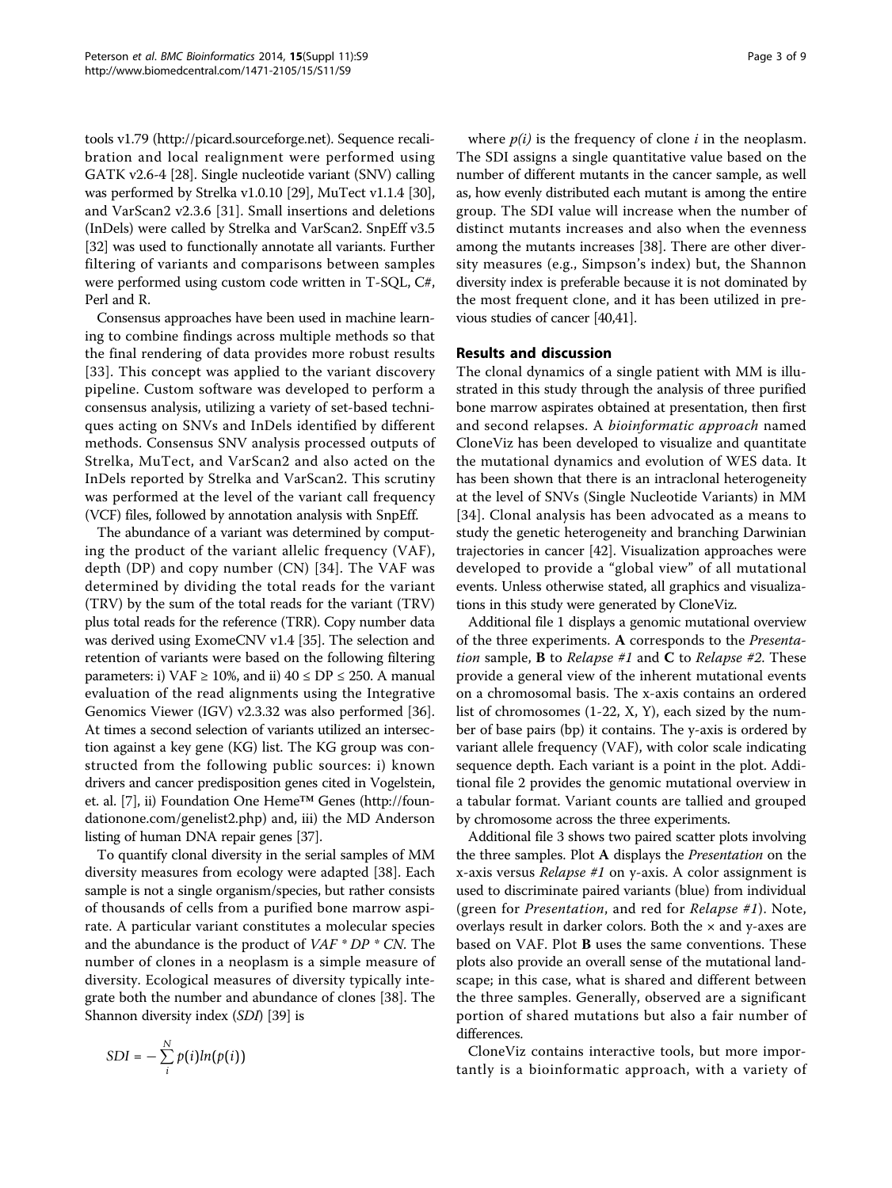tools v1.79 (http://picard.sourceforge.net). Sequence recalibration and local realignment were performed using GATK v2.6-4 [28]. Single nucleotide variant (SNV) calling was performed by Strelka v1.0.10 [29], MuTect v1.1.4 [30], and VarScan2 v2.3.6 [31]. Small insertions and deletions (InDels) were called by Strelka and VarScan2. SnpEff v3.5 [32] was used to functionally annotate all variants. Further filtering of variants and comparisons between samples were performed using custom code written in T-SQL, C#, Perl and R.

Consensus approaches have been used in machine learning to combine findings across multiple methods so that the final rendering of data provides more robust results [33]. This concept was applied to the variant discovery pipeline. Custom software was developed to perform a consensus analysis, utilizing a variety of set-based techniques acting on SNVs and InDels identified by different methods. Consensus SNV analysis processed outputs of Strelka, MuTect, and VarScan2 and also acted on the InDels reported by Strelka and VarScan2. This scrutiny was performed at the level of the variant call frequency (VCF) files, followed by annotation analysis with SnpEff.

The abundance of a variant was determined by computing the product of the variant allelic frequency (VAF), depth (DP) and copy number (CN) [34]. The VAF was determined by dividing the total reads for the variant (TRV) by the sum of the total reads for the variant (TRV) plus total reads for the reference (TRR). Copy number data was derived using ExomeCNV v1.4 [35]. The selection and retention of variants were based on the following filtering parameters: i) VAF ≥ 10%, and ii) $40 \le DP \le 250$. A manual evaluation of the read alignments using the Integrative Genomics Viewer (IGV) v2.3.32 was also performed [36]. At times a second selection of variants utilized an intersection against a key gene (KG) list. The KG group was constructed from the following public sources: i) known drivers and cancer predisposition genes cited in Vogelstein, et. al. [7], ii) Foundation One Heme™ Genes (http://foundationone.com/genelist2.php) and, iii) the MD Anderson listing of human DNA repair genes [37].

To quantify clonal diversity in the serial samples of MM diversity measures from ecology were adapted [38]. Each sample is not a single organism/species, but rather consists of thousands of cells from a purified bone marrow aspirate. A particular variant constitutes a molecular species and the abundance is the product of $VAF * DP * CN$. The number of clones in a neoplasm is a simple measure of diversity. Ecological measures of diversity typically integrate both the number and abundance of clones [38]. The Shannon diversity index (*SDI*) [39] is

$$SDI = -\sum_{i}^{N} p(i)ln(p(i))$$

where $p(i)$ is the frequency of clone $i$ in the neoplasm. The SDI assigns a single quantitative value based on the number of different mutants in the cancer sample, as well as, how evenly distributed each mutant is among the entire group. The SDI value will increase when the number of distinct mutants increases and also when the evenness among the mutants increases [38]. There are other diversity measures (e.g., Simpson's index) but, the Shannon diversity index is preferable because it is not dominated by the most frequent clone, and it has been utilized in previous studies of cancer [40,41].

## Results and discussion

The clonal dynamics of a single patient with MM is illustrated in this study through the analysis of three purified bone marrow aspirates obtained at presentation, then first and second relapses. A *bioinformatic approach* named CloneViz has been developed to visualize and quantitate the mutational dynamics and evolution of WES data. It has been shown that there is an intraclonal heterogeneity at the level of SNVs (Single Nucleotide Variants) in MM [34]. Clonal analysis has been advocated as a means to study the genetic heterogeneity and branching Darwinian trajectories in cancer [42]. Visualization approaches were developed to provide a "global view" of all mutational events. Unless otherwise stated, all graphics and visualizations in this study were generated by CloneViz.

Additional file 1 displays a genomic mutational overview of the three experiments. **A** corresponds to the *Presentation* sample, **B** to *Relapse #1* and **C** to *Relapse #2.* These provide a general view of the inherent mutational events on a chromosomal basis. The x-axis contains an ordered list of chromosomes (1-22, X, Y), each sized by the number of base pairs (bp) it contains. The y-axis is ordered by variant allele frequency (VAF), with color scale indicating sequence depth. Each variant is a point in the plot. Additional file 2 provides the genomic mutational overview in a tabular format. Variant counts are tallied and grouped by chromosome across the three experiments.

Additional file 3 shows two paired scatter plots involving the three samples. Plot **A** displays the *Presentation* on the x-axis versus *Relapse #1* on y-axis. A color assignment is used to discriminate paired variants (blue) from individual (green for *Presentation*, and red for *Relapse #1*). Note, overlays result in darker colors. Both the × and y-axes are based on VAF. Plot **B** uses the same conventions. These plots also provide an overall sense of the mutational landscape; in this case, what is shared and different between the three samples. Generally, observed are a significant portion of shared mutations but also a fair number of differences.

CloneViz contains interactive tools, but more importantly is a bioinformatic approach, with a variety of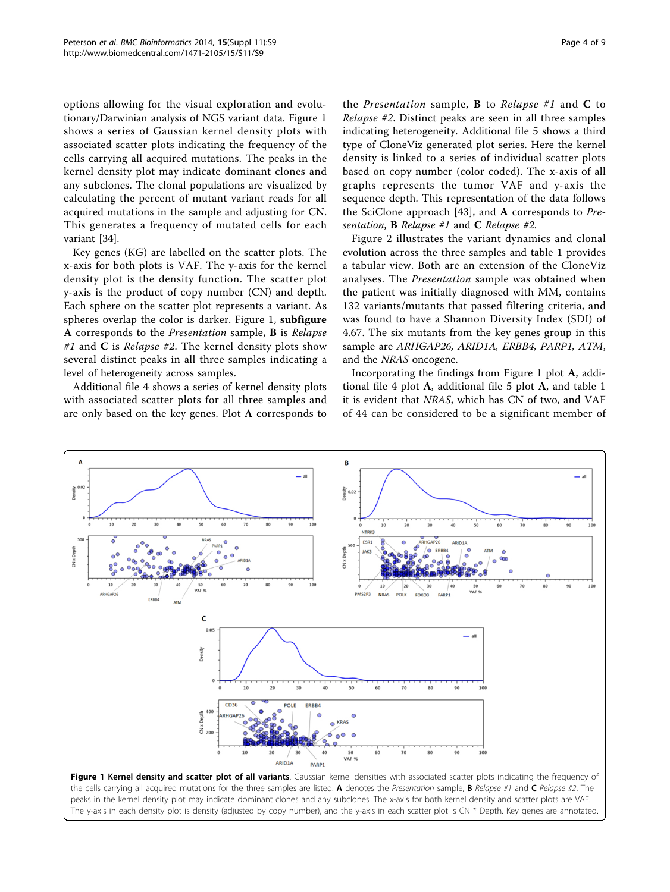options allowing for the visual exploration and evolutionary/Darwinian analysis of NGS variant data. Figure 1 shows a series of Gaussian kernel density plots with associated scatter plots indicating the frequency of the cells carrying all acquired mutations. The peaks in the kernel density plot may indicate dominant clones and any subclones. The clonal populations are visualized by calculating the percent of mutant variant reads for all acquired mutations in the sample and adjusting for CN. This generates a frequency of mutated cells for each variant [34].

Key genes (KG) are labelled on the scatter plots. The x-axis for both plots is VAF. The y-axis for the kernel density plot is the density function. The scatter plot y-axis is the product of copy number (CN) and depth. Each sphere on the scatter plot represents a variant. As spheres overlap the color is darker. Figure 1, **subfigure A** corresponds to the *Presentation* sample, **B** is *Relapse #1* and **C** is *Relapse #2*. The kernel density plots show several distinct peaks in all three samples indicating a level of heterogeneity across samples.

Additional file 4 shows a series of kernel density plots with associated scatter plots for all three samples and are only based on the key genes. Plot **A** corresponds to the *Presentation* sample, **B** to *Relapse #1* and **C** to *Relapse #2*. Distinct peaks are seen in all three samples indicating heterogeneity. Additional file 5 shows a third type of CloneViz generated plot series. Here the kernel density is linked to a series of individual scatter plots based on copy number (color coded). The x-axis of all graphs represents the tumor VAF and y-axis the sequence depth. This representation of the data follows the SciClone approach [43], and **A** corresponds to *Presentation*, **B** *Relapse #1* and **C** *Relapse #2*.

Figure 2 illustrates the variant dynamics and clonal evolution across the three samples and table 1 provides a tabular view. Both are an extension of the CloneViz analyses. The *Presentation* sample was obtained when the patient was initially diagnosed with MM, contains 132 variants/mutants that passed filtering criteria, and was found to have a Shannon Diversity Index (SDI) of 4.67. The six mutants from the key genes group in this sample are *ARHGAP26, ARID1A, ERBB4, PARP1, ATM*, and the *NRAS* oncogene.

Incorporating the findings from Figure 1 plot **A**, additional file 4 plot **A**, additional file 5 plot **A**, and table 1 it is evident that *NRAS*, which has CN of two, and VAF of 44 can be considered to be a significant member of

**Figure 1 Kernel density and scatter plot of all variants**. Gaussian kernel densities with associated scatter plots indicating the frequency of the cells carrying all acquired mutations for the three samples are listed. **A** denotes the *Presentation* sample, **B** *Relapse #1* and **C** *Relapse #2*. The peaks in the kernel density plot may indicate dominant clones and any subclones. The x-axis for both kernel density and scatter plots are VAF. The y-axis in each density plot is density (adjusted by copy number), and the y-axis in each scatter plot is CN * Depth. Key genes are annotated.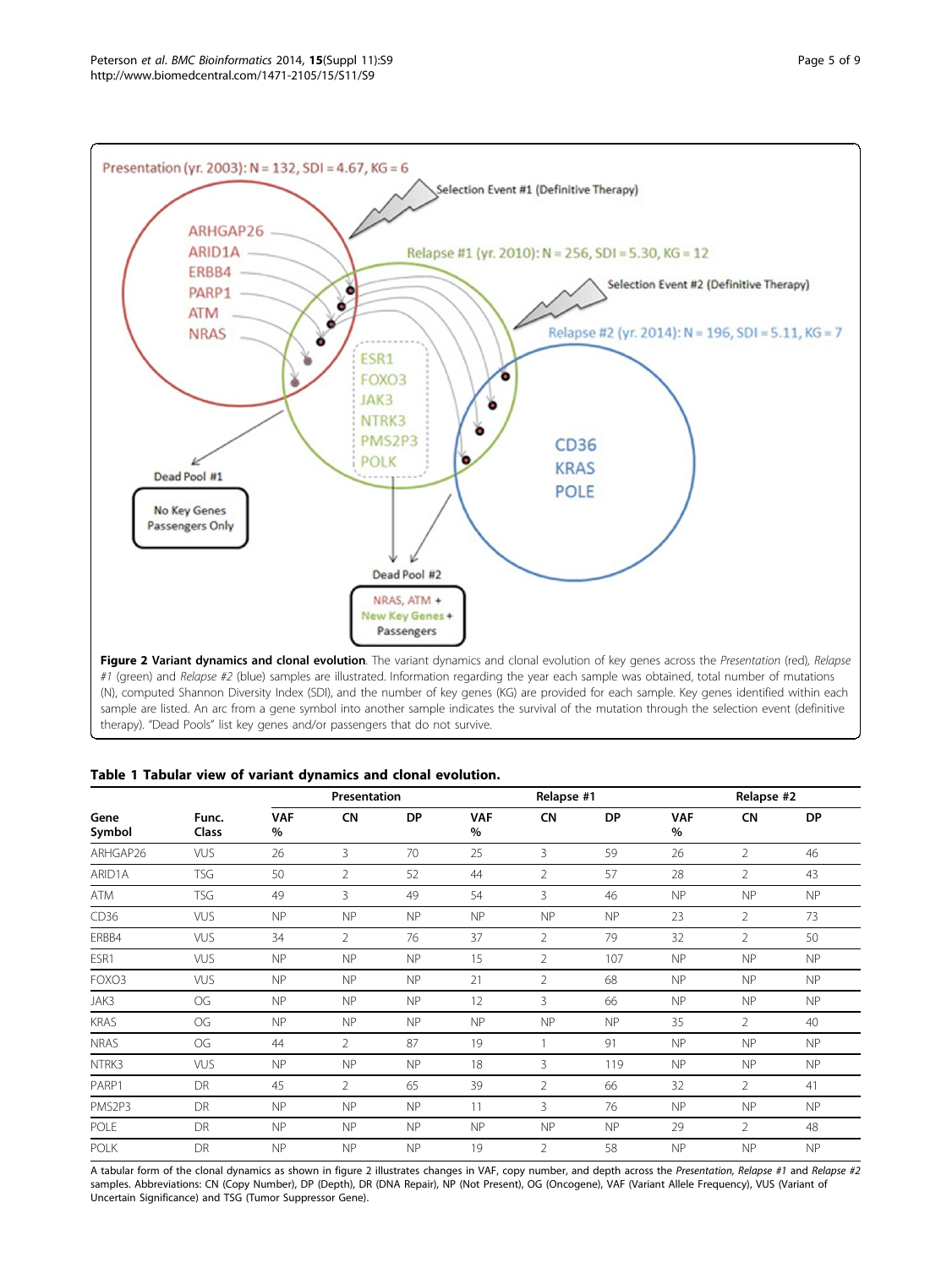**Figure 2 Variant dynamics and clonal evolution**. The variant dynamics and clonal evolution of key genes across the *Presentation* (red), *Relapse #1* (green) and *Relapse #2* (blue) samples are illustrated. Information regarding the year each sample was obtained, total number of mutations (N), computed Shannon Diversity Index (SDI), and the number of key genes (KG) are provided for each sample. Key genes identified within each sample are listed. An arc from a gene symbol into another sample indicates the survival of the mutation through the selection event (definitive therapy). "Dead Pools" list key genes and/or passengers that do not survive.

**Table 1 Tabular view of variant dynamics and clonal evolution.**

| | | Presentation | | | Relapse #1 | | | Relapse #2 | | |
|---|---|---|---|---|---|---|---|---|---|---|
| Gene Symbol | Func. Class | VAF % | CN | DP | VAF % | CN | DP | VAF % | CN | DP |
| ARHGAP26 | VUS | 26 | 3 | 70 | 25 | 3 | 59 | 26 | 2 | 46 |
| ARID1A | TSG | 50 | 2 | 52 | 44 | 2 | 57 | 28 | 2 | 43 |
| ATM | TSG | 49 | 3 | 49 | 54 | 3 | 46 | NP | NP | NP |
| CD36 | VUS | NP | NP | NP | NP | NP | NP | 23 | 2 | 73 |
| ERBB4 | VUS | 34 | 2 | 76 | 37 | 2 | 79 | 32 | 2 | 50 |
| ESR1 | VUS | NP | NP | NP | 15 | 2 | 107 | NP | NP | NP |
| FOXO3 | VUS | NP | NP | NP | 21 | 2 | 68 | NP | NP | NP |
| JAK3 | OG | NP | NP | NP | 12 | 3 | 66 | NP | NP | NP |
| KRAS | OG | NP | NP | NP | NP | NP | NP | 35 | 2 | 40 |
| NRAS | OG | 44 | 2 | 87 | 19 | 1 | 91 | NP | NP | NP |
| NTRK3 | VUS | NP | NP | NP | 18 | 3 | 119 | NP | NP | NP |
| PARP1 | DR | 45 | 2 | 65 | 39 | 2 | 66 | 32 | 2 | 41 |
| PMS2P3 | DR | NP | NP | NP | 11 | 3 | 76 | NP | NP | NP |
| POLE | DR | NP | NP | NP | NP | NP | NP | 29 | 2 | 48 |
| POLK | DR | NP | NP | NP | 19 | 2 | 58 | NP | NP | NP |

A tabular form of the clonal dynamics as shown in figure 2 illustrates changes in VAF, copy number, and depth across the *Presentation*, *Relapse #1* and *Relapse #2* samples. Abbreviations: CN (Copy Number), DP (Depth), DR (DNA Repair), NP (Not Present), OG (Oncogene), VAF (Variant Allele Frequency), VUS (Variant of Uncertain Significance) and TSG (Tumor Suppressor Gene).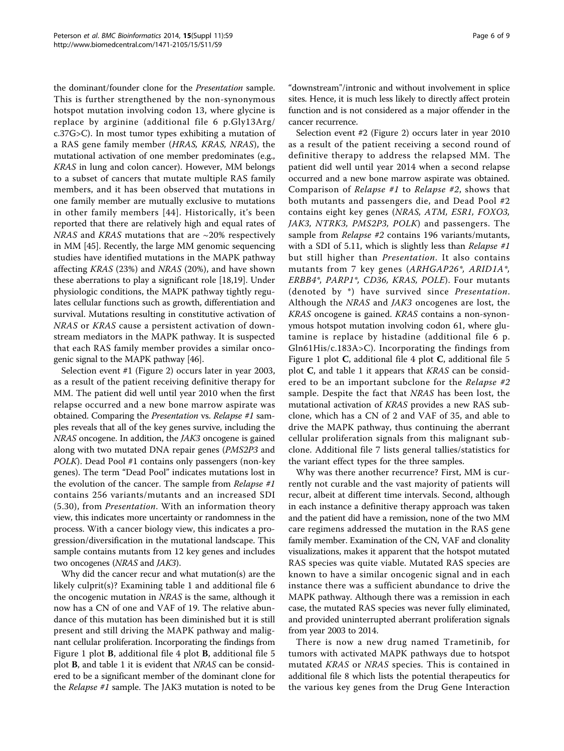the dominant/founder clone for the *Presentation* sample. This is further strengthened by the non-synonymous hotspot mutation involving codon 13, where glycine is replace by arginine (additional file 6 p.Gly13Arg/ c.37G>C). In most tumor types exhibiting a mutation of a RAS gene family member (*HRAS*, *KRAS*, *NRAS*), the mutational activation of one member predominates (e.g., *KRAS* in lung and colon cancer). However, MM belongs to a subset of cancers that mutate multiple RAS family members, and it has been observed that mutations in one family member are mutually exclusive to mutations in other family members [44]. Historically, it's been reported that there are relatively high and equal rates of *NRAS* and *KRAS* mutations that are ~20% respectively in MM [45]. Recently, the large MM genomic sequencing studies have identified mutations in the MAPK pathway affecting *KRAS* (23%) and *NRAS* (20%), and have shown these aberrations to play a significant role [18,19]. Under physiologic conditions, the MAPK pathway tightly regulates cellular functions such as growth, differentiation and survival. Mutations resulting in constitutive activation of *NRAS* or *KRAS* cause a persistent activation of downstream mediators in the MAPK pathway. It is suspected that each RAS family member provides a similar oncogenic signal to the MAPK pathway [46].

Selection event #1 (Figure 2) occurs later in year 2003, as a result of the patient receiving definitive therapy for MM. The patient did well until year 2010 when the first relapse occurred and a new bone marrow aspirate was obtained. Comparing the *Presentation* vs. *Relapse #1* samples reveals that all of the key genes survive, including the *NRAS* oncogene. In addition, the *JAK3* oncogene is gained along with two mutated DNA repair genes (*PMS2P3* and *POLK*). Dead Pool #1 contains only passengers (non-key genes). The term "Dead Pool" indicates mutations lost in the evolution of the cancer. The sample from *Relapse #1* contains 256 variants/mutants and an increased SDI (5.30), from *Presentation*. With an information theory view, this indicates more uncertainty or randomness in the process. With a cancer biology view, this indicates a progression/diversification in the mutational landscape. This sample contains mutants from 12 key genes and includes two oncogenes (*NRAS* and *JAK3*).

Why did the cancer recur and what mutation(s) are the likely culprit(s)? Examining table 1 and additional file 6 the oncogenic mutation in *NRAS* is the same, although it now has a CN of one and VAF of 19. The relative abundance of this mutation has been diminished but it is still present and still driving the MAPK pathway and malignant cellular proliferation. Incorporating the findings from Figure 1 plot **B**, additional file 4 plot **B**, additional file 5 plot **B**, and table 1 it is evident that *NRAS* can be considered to be a significant member of the dominant clone for the *Relapse #1* sample. The JAK3 mutation is noted to be "downstream"/intronic and without involvement in splice sites. Hence, it is much less likely to directly affect protein function and is not considered as a major offender in the cancer recurrence.

Selection event #2 (Figure 2) occurs later in year 2010 as a result of the patient receiving a second round of definitive therapy to address the relapsed MM. The patient did well until year 2014 when a second relapse occurred and a new bone marrow aspirate was obtained. Comparison of *Relapse #1* to *Relapse #2*, shows that both mutants and passengers die, and Dead Pool #2 contains eight key genes (*NRAS, ATM, ESR1, FOXO3, JAK3, NTRK3, PMS2P3, POLK*) and passengers. The sample from *Relapse #2* contains 196 variants/mutants, with a SDI of 5.11, which is slightly less than *Relapse #1* but still higher than *Presentation*. It also contains mutants from 7 key genes (*ARHGAP26*, ARID1A*, ERBB4*, PARP1*, CD36, KRAS, POLE*). Four mutants (denoted by *) have survived since *Presentation*. Although the *NRAS* and *JAK3* oncogenes are lost, the *KRAS* oncogene is gained. *KRAS* contains a non-synonymous hotspot mutation involving codon 61, where glutamine is replace by histadine (additional file 6 p. Gln61His/c.183A>C). Incorporating the findings from Figure 1 plot **C**, additional file 4 plot **C**, additional file 5 plot **C**, and table 1 it appears that *KRAS* can be considered to be an important subclone for the *Relapse #2* sample. Despite the fact that *NRAS* has been lost, the mutational activation of *KRAS* provides a new RAS subclone, which has a CN of 2 and VAF of 35, and able to drive the MAPK pathway, thus continuing the aberrant cellular proliferation signals from this malignant subclone. Additional file 7 lists general tallies/statistics for the variant effect types for the three samples.

Why was there another recurrence? First, MM is currently not curable and the vast majority of patients will recur, albeit at different time intervals. Second, although in each instance a definitive therapy approach was taken and the patient did have a remission, none of the two MM care regimens addressed the mutation in the RAS gene family member. Examination of the CN, VAF and clonality visualizations, makes it apparent that the hotspot mutated RAS species was quite viable. Mutated RAS species are known to have a similar oncogenic signal and in each instance there was a sufficient abundance to drive the MAPK pathway. Although there was a remission in each case, the mutated RAS species was never fully eliminated, and provided uninterrupted aberrant proliferation signals from year 2003 to 2014.

There is now a new drug named Trametinib, for tumors with activated MAPK pathways due to hotspot mutated *KRAS* or *NRAS* species. This is contained in additional file 8 which lists the potential therapeutics for the various key genes from the Drug Gene Interaction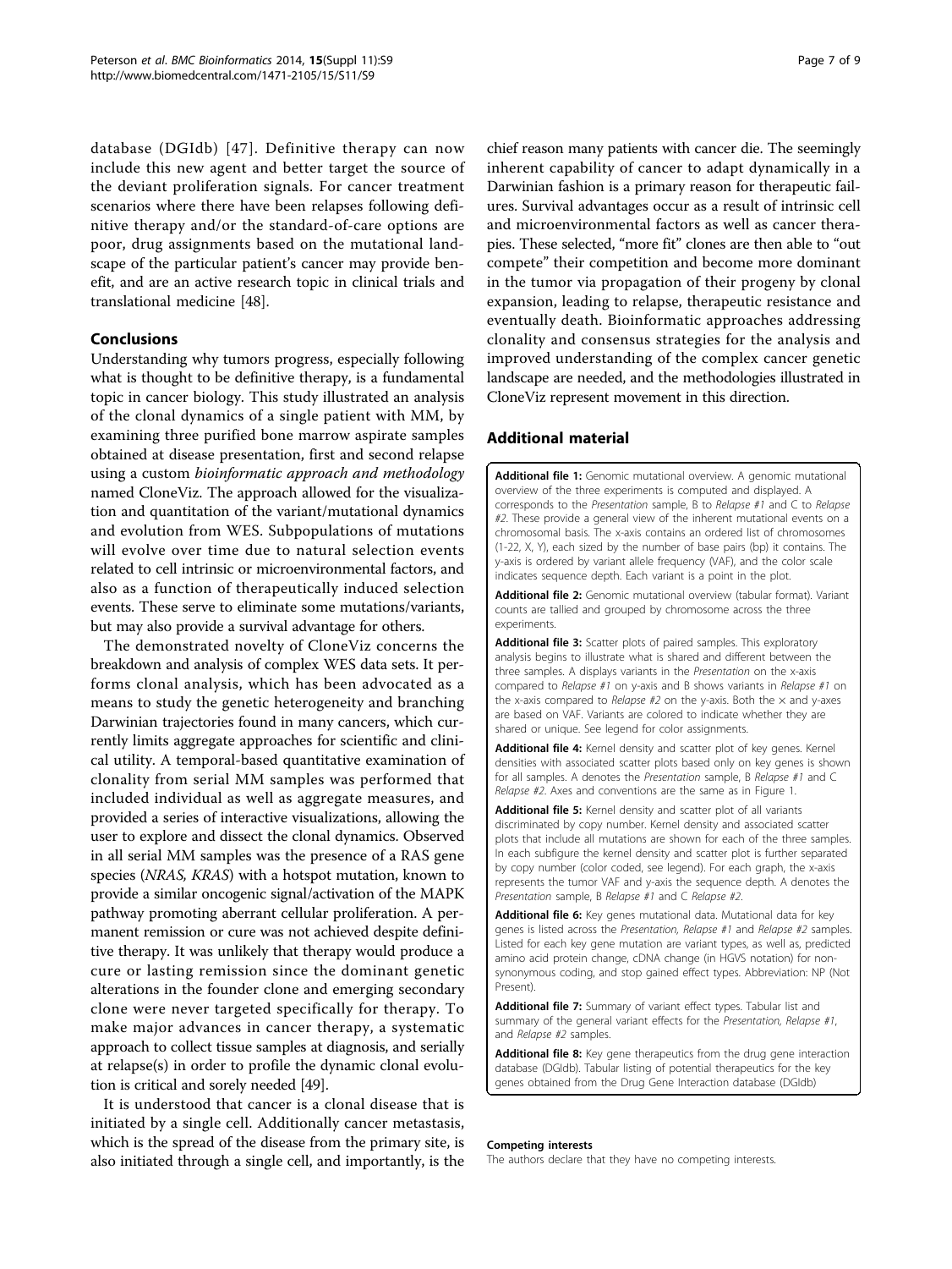database (DGIdb) [47]. Definitive therapy can now include this new agent and better target the source of the deviant proliferation signals. For cancer treatment scenarios where there have been relapses following definitive therapy and/or the standard-of-care options are poor, drug assignments based on the mutational landscape of the particular patient's cancer may provide benefit, and are an active research topic in clinical trials and translational medicine [48].

## Conclusions

Understanding why tumors progress, especially following what is thought to be definitive therapy, is a fundamental topic in cancer biology. This study illustrated an analysis of the clonal dynamics of a single patient with MM, by examining three purified bone marrow aspirate samples obtained at disease presentation, first and second relapse using a custom *bioinformatic approach and methodology* named CloneViz. The approach allowed for the visualization and quantitation of the variant/mutational dynamics and evolution from WES. Subpopulations of mutations will evolve over time due to natural selection events related to cell intrinsic or microenvironmental factors, and also as a function of therapeutically induced selection events. These serve to eliminate some mutations/variants, but may also provide a survival advantage for others.

The demonstrated novelty of CloneViz concerns the breakdown and analysis of complex WES data sets. It performs clonal analysis, which has been advocated as a means to study the genetic heterogeneity and branching Darwinian trajectories found in many cancers, which currently limits aggregate approaches for scientific and clinical utility. A temporal-based quantitative examination of clonality from serial MM samples was performed that included individual as well as aggregate measures, and provided a series of interactive visualizations, allowing the user to explore and dissect the clonal dynamics. Observed in all serial MM samples was the presence of a RAS gene species (*NRAS, KRAS*) with a hotspot mutation, known to provide a similar oncogenic signal/activation of the MAPK pathway promoting aberrant cellular proliferation. A permanent remission or cure was not achieved despite definitive therapy. It was unlikely that therapy would produce a cure or lasting remission since the dominant genetic alterations in the founder clone and emerging secondary clone were never targeted specifically for therapy. To make major advances in cancer therapy, a systematic approach to collect tissue samples at diagnosis, and serially at relapse(s) in order to profile the dynamic clonal evolution is critical and sorely needed [49].

It is understood that cancer is a clonal disease that is initiated by a single cell. Additionally cancer metastasis, which is the spread of the disease from the primary site, is also initiated through a single cell, and importantly, is the chief reason many patients with cancer die. The seemingly inherent capability of cancer to adapt dynamically in a Darwinian fashion is a primary reason for therapeutic failures. Survival advantages occur as a result of intrinsic cell and microenvironmental factors as well as cancer therapies. These selected, "more fit" clones are then able to "out compete" their competition and become more dominant in the tumor via propagation of their progeny by clonal expansion, leading to relapse, therapeutic resistance and eventually death. Bioinformatic approaches addressing clonality and consensus strategies for the analysis and improved understanding of the complex cancer genetic landscape are needed, and the methodologies illustrated in CloneViz represent movement in this direction.

## Additional material

**Additional file 1:** Genomic mutational overview. A genomic mutational overview of the three experiments is computed and displayed. A corresponds to the *Presentation* sample, B to *Relapse #1* and C to *Relapse #2*. These provide a general view of the inherent mutational events on a chromosomal basis. The x-axis contains an ordered list of chromosomes (1-22, X, Y), each sized by the number of base pairs (bp) it contains. The y-axis is ordered by variant allele frequency (VAF), and the color scale indicates sequence depth. Each variant is a point in the plot.

**Additional file 2:** Genomic mutational overview (tabular format). Variant counts are tallied and grouped by chromosome across the three experiments.

**Additional file 3:** Scatter plots of paired samples. This exploratory analysis begins to illustrate what is shared and different between the three samples. A displays variants in the *Presentation* on the x-axis compared to *Relapse #1* on y-axis and B shows variants in *Relapse #1* on the x-axis compared to *Relapse #2* on the y-axis. Both the × and y-axes are based on VAF. Variants are colored to indicate whether they are shared or unique. See legend for color assignments.

**Additional file 4:** Kernel density and scatter plot of key genes. Kernel densities with associated scatter plots based only on key genes is shown for all samples. A denotes the *Presentation* sample, B *Relapse #1* and C *Relapse #2*. Axes and conventions are the same as in Figure 1.

**Additional file 5:** Kernel density and scatter plot of all variants discriminated by copy number. Kernel density and associated scatter plots that include all mutations are shown for each of the three samples. In each subfigure the kernel density and scatter plot is further separated by copy number (color coded, see legend). For each graph, the x-axis represents the tumor VAF and y-axis the sequence depth. A denotes the *Presentation* sample, B *Relapse #1* and C *Relapse #2*.

**Additional file 6:** Key genes mutational data. Mutational data for key genes is listed across the *Presentation*, *Relapse #1* and *Relapse #2* samples. Listed for each key gene mutation are variant types, as well as, predicted amino acid protein change, cDNA change (in HGVS notation) for non-synonymous coding, and stop gained effect types. Abbreviation: NP (Not Present).

**Additional file 7:** Summary of variant effect types. Tabular list and summary of the general variant effects for the *Presentation*, *Relapse #1*, and *Relapse #2* samples.

**Additional file 8:** Key gene therapeutics from the drug gene interaction database (DGIdb). Tabular listing of potential therapeutics for the key genes obtained from the Drug Gene Interaction database (DGIdb)

#### Competing interests

The authors declare that they have no competing interests.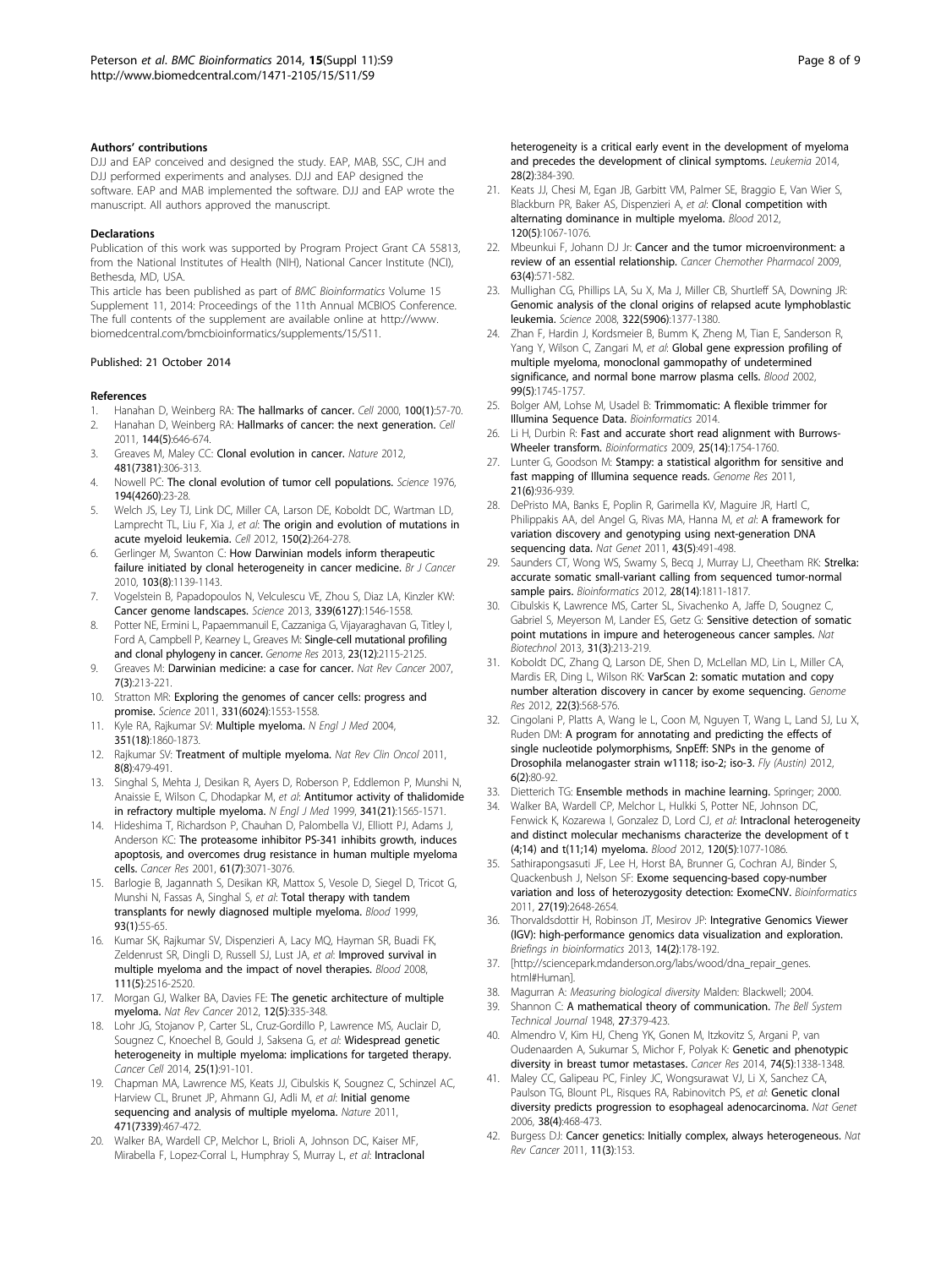### Authors' contributions

DJJ and EAP conceived and designed the study. EAP, MAB, SSC, CJH and DJJ performed experiments and analyses. DJJ and EAP designed the software. EAP and MAB implemented the software. DJJ and EAP wrote the manuscript. All authors approved the manuscript.

### Declarations

Publication of this work was supported by Program Project Grant CA 55813, from the National Institutes of Health (NIH), National Cancer Institute (NCI), Bethesda, MD, USA.

This article has been published as part of *BMC Bioinformatics* Volume 15 Supplement 11, 2014: Proceedings of the 11th Annual MCBIOS Conference. The full contents of the supplement are available online at http://www.biomedcentral.com/bmcbioinformatics/supplements/15/S11.

Published: 21 October 2014

### References

1. Hanahan D, Weinberg RA: **The hallmarks of cancer.** *Cell* 2000, **100(1)**:57-70.
2. Hanahan D, Weinberg RA: **Hallmarks of cancer: the next generation.** *Cell* 2011, **144(5)**:646-674.
3. Greaves M, Maley CC: **Clonal evolution in cancer.** *Nature* 2012, **481(7381)**:306-313.
4. Nowell PC: **The clonal evolution of tumor cell populations.** *Science* 1976, **194(4260)**:23-28.
5. Welch JS, Ley TJ, Link DC, Miller CA, Larson DE, Koboldt DC, Wartman LD, Lamprecht TL, Liu F, Xia J, *et al*: **The origin and evolution of mutations in acute myeloid leukemia.** *Cell* 2012, **150(2)**:264-278.
6. Gerlinger M, Swanton C: **How Darwinian models inform therapeutic failure initiated by clonal heterogeneity in cancer medicine.** *Br J Cancer* 2010, **103(8)**:1139-1143.
7. Vogelstein B, Papadopoulos N, Velculescu VE, Zhou S, Diaz LA, Kinzler KW: **Cancer genome landscapes.** *Science* 2013, **339(6127)**:1546-1558.
8. Potter NE, Ermini L, Papaemmanuil E, Cazzaniga G, Vijayaraghavan G, Titley I, Ford A, Campbell P, Kearney L, Greaves M: **Single-cell mutational profiling and clonal phylogeny in cancer.** *Genome Res* 2013, **23(12)**:2115-2125.
9. Greaves M: **Darwinian medicine: a case for cancer.** *Nat Rev Cancer* 2007, **7(3)**:213-221.
10. Stratton MR: **Exploring the genomes of cancer cells: progress and promise.** *Science* 2011, **331(6024)**:1553-1558.
11. Kyle RA, Rajkumar SV: **Multiple myeloma.** *N Engl J Med* 2004, **351(18)**:1860-1873.
12. Rajkumar SV: **Treatment of multiple myeloma.** *Nat Rev Clin Oncol* 2011, **8(8)**:479-491.
13. Singhal S, Mehta J, Desikan R, Ayers D, Roberson P, Eddlemon P, Munshi N, Anaissie E, Wilson C, Dhodapkar M, *et al*: **Antitumor activity of thalidomide in refractory multiple myeloma.** *N Engl J Med* 1999, **341(21)**:1565-1571.
14. Hideshima T, Richardson P, Chauhan D, Palombella VJ, Elliott PJ, Adams J, Anderson KC: **The proteasome inhibitor PS-341 inhibits growth, induces apoptosis, and overcomes drug resistance in human multiple myeloma cells.** *Cancer Res* 2001, **61(7)**:3071-3076.
15. Barlogie B, Jagannath S, Desikan KR, Mattox S, Vesole D, Siegel D, Tricot G, Munshi N, Fassas A, Singhal S, *et al*: **Total therapy with tandem transplants for newly diagnosed multiple myeloma.** *Blood* 1999, **93(1)**:55-65.
16. Kumar SK, Rajkumar SV, Dispenzieri A, Lacy MQ, Hayman SR, Buadi FK, Zeldenrust SR, Dingli D, Russell SJ, Lust JA, *et al*: **Improved survival in multiple myeloma and the impact of novel therapies.** *Blood* 2008, **111(5)**:2516-2520.
17. Morgan GJ, Walker BA, Davies FE: **The genetic architecture of multiple myeloma.** *Nat Rev Cancer* 2012, **12(5)**:335-348.
18. Lohr JG, Stojanov P, Carter SL, Cruz-Gordillo P, Lawrence MS, Auclair D, Sougnez C, Knoechel B, Gould J, Saksena G, *et al*: **Widespread genetic heterogeneity in multiple myeloma: implications for targeted therapy.** *Cancer Cell* 2014, **25(1)**:91-101.
19. Chapman MA, Lawrence MS, Keats JJ, Cibulskis K, Sougnez C, Schinzel AC, Harview CL, Brunet JP, Ahmann GJ, Adli M, *et al*: **Initial genome sequencing and analysis of multiple myeloma.** *Nature* 2011, **471(7339)**:467-472.
20. Walker BA, Wardell CP, Melchor L, Brioli A, Johnson DC, Kaiser MF, Mirabella F, Lopez-Corral L, Humphray S, Murray L, *et al*: **Intraclonal heterogeneity is a critical early event in the development of myeloma and precedes the development of clinical symptoms.** *Leukemia* 2014, **28(2)**:384-390.
21. Keats JJ, Chesi M, Egan JB, Garbitt VM, Palmer SE, Braggio E, Van Wier S, Blackburn PR, Baker AS, Dispenzieri A, *et al*: **Clonal competition with alternating dominance in multiple myeloma.** *Blood* 2012, **120(5)**:1067-1076.
22. Mbeunkui F, Johann DJ Jr: **Cancer and the tumor microenvironment: a review of an essential relationship.** *Cancer Chemother Pharmacol* 2009, **63(4)**:571-582.
23. Mullighan CG, Phillips LA, Su X, Ma J, Miller CB, Shurtleff SA, Downing JR: **Genomic analysis of the clonal origins of relapsed acute lymphoblastic leukemia.** *Science* 2008, **322(5906)**:1377-1380.
24. Zhan F, Hardin J, Kordsmeier B, Bumm K, Zheng M, Tian E, Sanderson R, Yang Y, Wilson C, Zangari M, *et al*: **Global gene expression profiling of multiple myeloma, monoclonal gammopathy of undetermined significance, and normal bone marrow plasma cells.** *Blood* 2002, **99(5)**:1745-1757.
25. Bolger AM, Lohse M, Usadel B: **Trimmomatic: A flexible trimmer for Illumina Sequence Data.** *Bioinformatics* 2014.
26. Li H, Durbin R: **Fast and accurate short read alignment with Burrows-Wheeler transform.** *Bioinformatics* 2009, **25(14)**:1754-1760.
27. Lunter G, Goodson M: **Stampy: a statistical algorithm for sensitive and fast mapping of Illumina sequence reads.** *Genome Res* 2011, **21(6)**:936-939.
28. DePristo MA, Banks E, Poplin R, Garimella KV, Maguire JR, Hartl C, Philippakis AA, del Angel G, Rivas MA, Hanna M, *et al*: **A framework for variation discovery and genotyping using next-generation DNA sequencing data.** *Nat Genet* 2011, **43(5)**:491-498.
29. Saunders CT, Wong WS, Swamy S, Becq J, Murray LJ, Cheetham RK: **Strelka: accurate somatic small-variant calling from sequenced tumor-normal sample pairs.** *Bioinformatics* 2012, **28(14)**:1811-1817.
30. Cibulskis K, Lawrence MS, Carter SL, Sivachenko A, Jaffe D, Sougnez C, Gabriel S, Meyerson M, Lander ES, Getz G: **Sensitive detection of somatic point mutations in impure and heterogeneous cancer samples.** *Nat Biotechnol* 2013, **31(3)**:213-219.
31. Koboldt DC, Zhang Q, Larson DE, Shen D, McLellan MD, Lin L, Miller CA, Mardis ER, Ding L, Wilson RK: **VarScan 2: somatic mutation and copy number alteration discovery in cancer by exome sequencing.** *Genome Res* 2012, **22(3)**:568-576.
32. Cingolani P, Platts A, Wang le L, Coon M, Nguyen T, Wang L, Land SJ, Lu X, Ruden DM: **A program for annotating and predicting the effects of single nucleotide polymorphisms, SnpEff: SNPs in the genome of Drosophila melanogaster strain w1118; iso-2; iso-3.** *Fly (Austin)* 2012, **6(2)**:80-92.
33. Dietterich TG: **Ensemble methods in machine learning.** Springer; 2000.
34. Walker BA, Wardell CP, Melchor L, Hulkki S, Potter NE, Johnson DC, Fenwick K, Kozarewa I, Gonzalez D, Lord CJ, *et al*: **Intraclonal heterogeneity and distinct molecular mechanisms characterize the development of t(4;14) and t(11;14) myeloma.** *Blood* 2012, **120(5)**:1077-1086.
35. Sathirapongsasuti JF, Lee H, Horst BA, Brunner G, Cochran AJ, Binder S, Quackenbush J, Nelson SF: **Exome sequencing-based copy-number variation and loss of heterozygosity detection: ExomeCNV.** *Bioinformatics* 2011, **27(19)**:2648-2654.
36. Thorvaldsdottir H, Robinson JT, Mesirov JP: **Integrative Genomics Viewer (IGV): high-performance genomics data visualization and exploration.** *Briefings in bioinformatics* 2013, **14(2)**:178-192.
37. [http://sciencepark.mdanderson.org/labs/wood/dna_repair_genes.html#Human].
38. Magurran A: *Measuring biological diversity* Malden: Blackwell; 2004.
39. Shannon C: **A mathematical theory of communication.** *The Bell System Technical Journal* 1948, **27**:379-423.
40. Almendro V, Kim HJ, Cheng YK, Gonen M, Itzkovitz S, Argani P, van Oudenaarden A, Sukumar S, Michor F, Polyak K: **Genetic and phenotypic diversity in breast tumor metastases.** *Cancer Res* 2014, **74(5)**:1338-1348.
41. Maley CC, Galipeau PC, Finley JC, Wongsurawat VJ, Li X, Sanchez CA, Paulson TG, Blount PL, Risques RA, Rabinovitch PS, *et al*: **Genetic clonal diversity predicts progression to esophageal adenocarcinoma.** *Nat Genet* 2006, **38(4)**:468-473.
42. Burgess DJ: **Cancer genetics: Initially complex, always heterogeneous.** *Nat Rev Cancer* 2011, **11(3)**:153.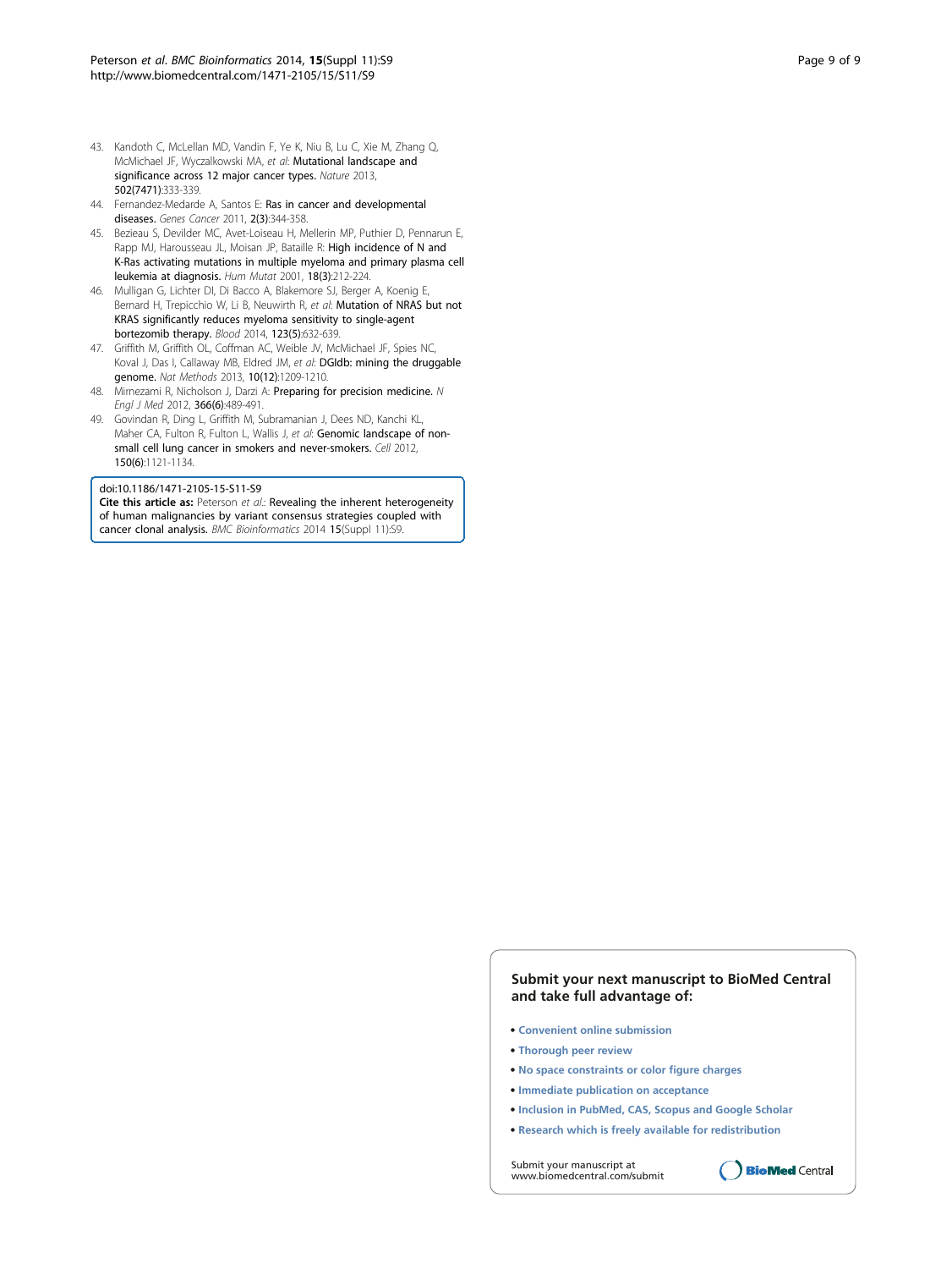43. Kandoth C, McLellan MD, Vandin F, Ye K, Niu B, Lu C, Xie M, Zhang Q, McMichael JF, Wyczalkowski MA, *et al*: **Mutational landscape and significance across 12 major cancer types.** *Nature* 2013, **502(7471)**:333-339.
44. Fernandez-Medarde A, Santos E: **Ras in cancer and developmental diseases.** *Genes Cancer* 2011, **2(3)**:344-358.
45. Bezieau S, Devilder MC, Avet-Loiseau H, Mellerin MP, Puthier D, Pennarun E, Rapp MJ, Harousseau JL, Moisan JP, Bataille R: **High incidence of N and K-Ras activating mutations in multiple myeloma and primary plasma cell leukemia at diagnosis.** *Hum Mutat* 2001, **18(3)**:212-224.
46. Mulligan G, Lichter DI, Di Bacco A, Blakemore SJ, Berger A, Koenig E, Bernard H, Trepicchio W, Li B, Neuwirth R, *et al*: **Mutation of NRAS but not KRAS significantly reduces myeloma sensitivity to single-agent bortezomib therapy.** *Blood* 2014, **123(5)**:632-639.
47. Griffith M, Griffith OL, Coffman AC, Weible JV, McMichael JF, Spies NC, Koval J, Das I, Callaway MB, Eldred JM, *et al*: **DGIdb: mining the druggable genome.** *Nat Methods* 2013, **10(12)**:1209-1210.
48. Mirnezami R, Nicholson J, Darzi A: **Preparing for precision medicine.** *N Engl J Med* 2012, **366(6)**:489-491.
49. Govindan R, Ding L, Griffith M, Subramanian J, Dees ND, Kanchi KL, Maher CA, Fulton R, Fulton L, Wallis J, *et al*: **Genomic landscape of non-small cell lung cancer in smokers and never-smokers.** *Cell* 2012, **150(6)**:1121-1134.

doi:10.1186/1471-2105-15-S11-S9

**Cite this article as:** Peterson *et al.*: Revealing the inherent heterogeneity of human malignancies by variant consensus strategies coupled with cancer clonal analysis. *BMC Bioinformatics* 2014 **15**(Suppl 11):S9.

**Submit your next manuscript to BioMed Central and take full advantage of:**

- **Convenient online submission**
- **Thorough peer review**
- **No space constraints or color figure charges**
- **Immediate publication on acceptance**
- **Inclusion in PubMed, CAS, Scopus and Google Scholar**
- **Research which is freely available for redistribution**

Submit your manuscript at
www.biomedcentral.com/submit

BioMed Central